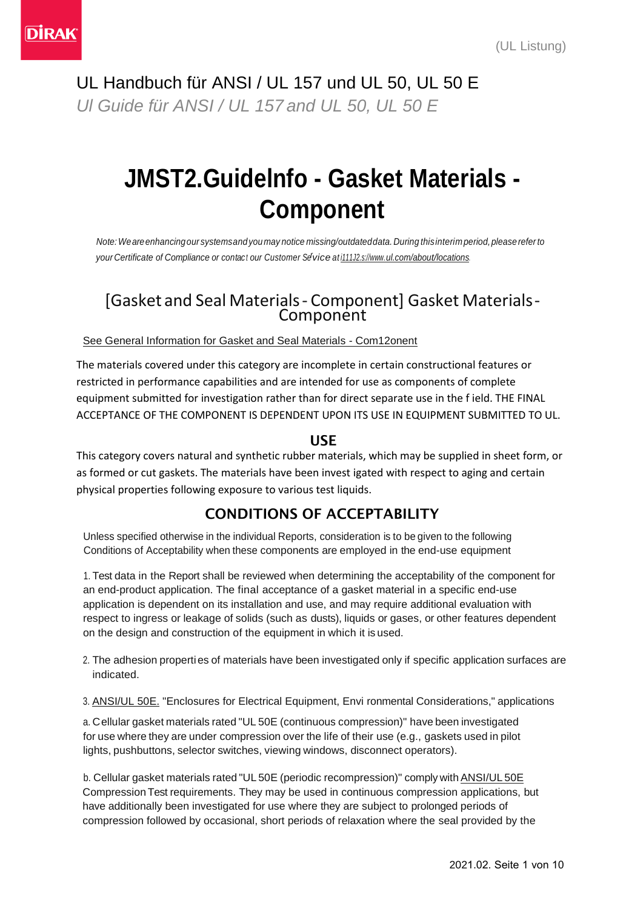(UL Listung)

UL Handbuch für ANSI / UL 157 und UL 50, UL 50 E

*Ul Guide für ANSI / UL 157 and UL 50, UL 50 E*

# JMST2.GuideInfo - Gasket Materials - Component

*Note: We are enhancing our systems and you may notice missing/outdated data. During this interim period, please refer to your Certificate of Compliance or contact our Customer Sevice at i111J2.s://www.ul.com/about/locations.*

## [Gasket and Seal Materials - Component] Gasket Materials - Component

See General Information for Gasket and Seal Materials - Com12onent

The materials covered under this category are incomplete in certain constructional features or restricted in performance capabilities and are intended for use as components of complete equipment submitted for investigation rather than for direct separate use in the f ield. THE FINAL ACCEPTANCE OF THE COMPONENT IS DEPENDENT UPON ITS USE IN EQUIPMENT SUBMITTED TO UL.

### USE

This category covers natural and synthetic rubber materials, which may be supplied in sheet form, or as formed or cut gaskets. The materials have been invest igated with respect to aging and certain physical properties following exposure to various test liquids.

### CONDITIONS OF ACCEPTABILITY

Unless specified otherwise in the individual Reports, consideration is to be given to the following Conditions of Acceptability when these components are employed in the end-use equipment

1. Test data in the Report shall be reviewed when determining the acceptability of the component for an end-product application. The final acceptance of a gasket material in a specific end-use application is dependent on its installation and use, and may require additional evaluation with respect to ingress or leakage of solids (such as dusts), liquids or gases, or other features dependent on the design and construction of the equipment in which it is used.

2. The adhesion properti es of materials have been investigated only if specific application surfaces are indicated.

3. ANSI/UL 50E. "Enclosures for Electrical Equipment, Envi ronmental Considerations," applications

a. Cellular gasket materials rated "UL 50E (continuous compression)" have been investigated for use where they are under compression over the life of their use (e.g., gaskets used in pilot lights, pushbuttons, selector switches, viewing windows, disconnect operators).

b. Cellular gasket materials rated "UL 50E (periodic recompression)" comply with ANSI/UL 50E Compression Test requirements. They may be used in continuous compression applications, but have additionally been investigated for use where they are subject to prolonged periods of compression followed by occasional, short periods of relaxation where the seal provided by the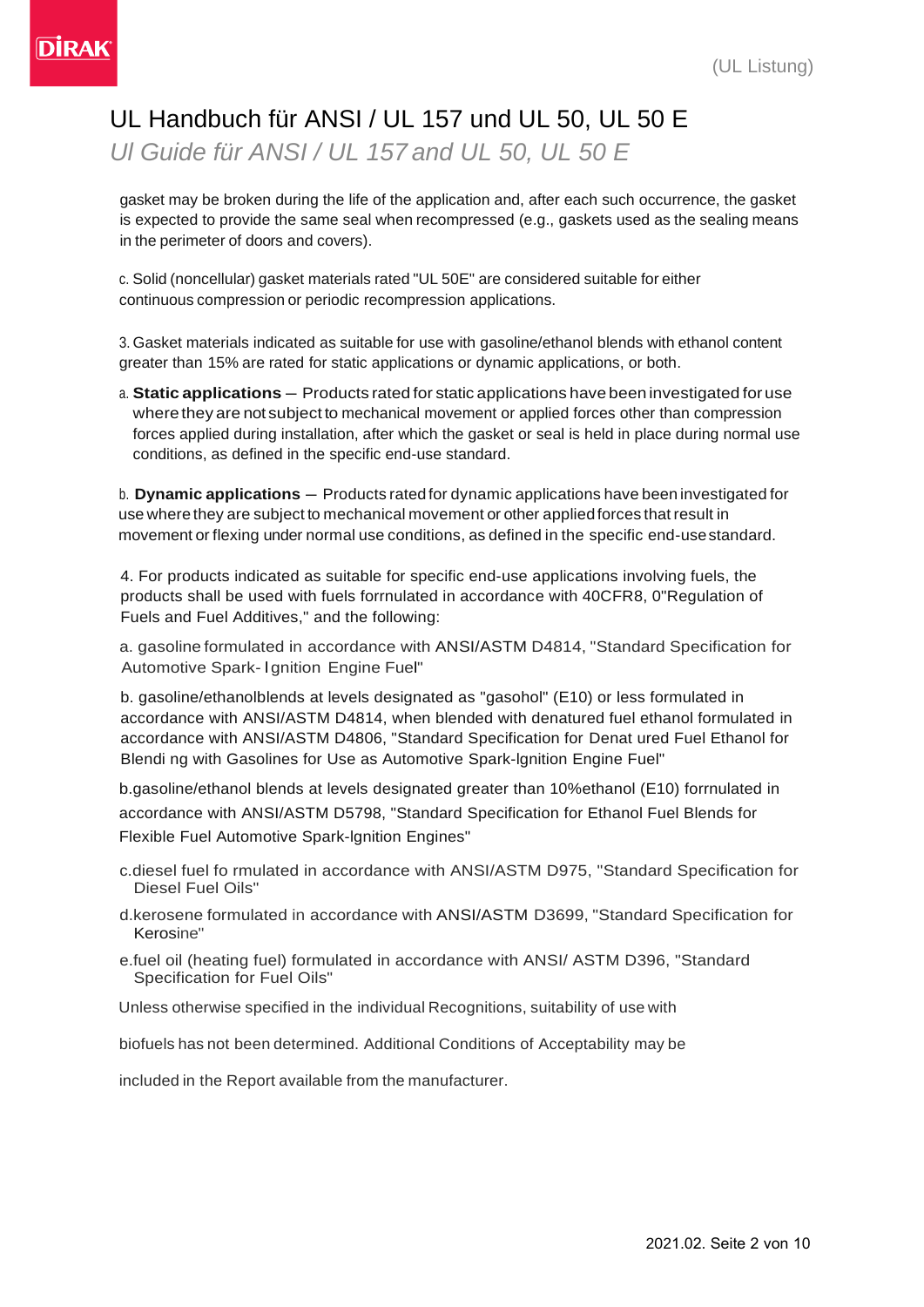gasket may be broken during the life of the application and, after each such occurrence, the gasket is expected to provide the same seal when recompressed (e.g., gaskets used as the sealing means in the perimeter of doors and covers).

c. Solid (noncellular) gasket materials rated "UL 50E" are considered suitable for either continuous compression or periodic recompression applications.

3. Gasket materials indicated as suitable for use with gasoline/ethanol blends with ethanol content greater than 15% are rated for static applications or dynamic applications, or both.

a. **Static applications** – Products rated for static applications have been investigated for use where they are not subject to mechanical movement or applied forces other than compression forces applied during installation, after which the gasket or seal is held in place during normal use conditions, as defined in the specific end-use standard.

b. **Dynamic applications** – Products rated for dynamic applications have been investigated for use where they are subject to mechanical movement or other applied forces that result in movement or flexing under normal use conditions, as defined in the specific end-use standard.

4. For products indicated as suitable for specific end-use applications involving fuels, the products shall be used with fuels forrnulated in accordance with 40CFR8, 0"Regulation of Fuels and Fuel Additives," and the following:

a. gasoline formulated in accordance with ANSI/ASTM D4814, "Standard Specification for Automotive Spark- Ignition Engine Fuel"

b. gasoline/ethanolblends at levels designated as "gasohol" (E10) or less formulated in accordance with ANSI/ASTM D4814, when blended with denatured fuel ethanol formulated in accordance with ANSI/ASTM D4806, "Standard Specification for Denat ured Fuel Ethanol for Blendi ng with Gasolines for Use as Automotive Spark-lgnition Engine Fuel"

b.gasoline/ethanol blends at levels designated greater than 10%ethanol (E10) forrnulated in accordance with ANSI/ASTM D5798, "Standard Specification for Ethanol Fuel Blends for Flexible Fuel Automotive Spark-lgnition Engines"

c.diesel fuel fo rmulated in accordance with ANSI/ASTM D975, "Standard Specification for Diesel Fuel Oils"

d.kerosene formulated in accordance with ANSI/ASTM D3699, "Standard Specification for Kerosine"

e.fuel oil (heating fuel) formulated in accordance with ANSI/ ASTM D396, "Standard Specification for Fuel Oils"

Unless otherwise specified in the individual Recognitions, suitability of use with biofuels has not been determined. Additional Conditions of Acceptability may be included in the Report available from the manufacturer.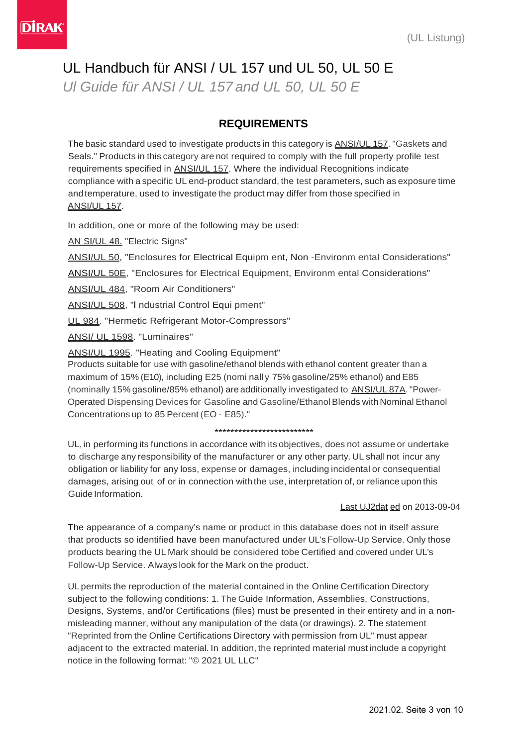# UL Handbuch für ANSI / UL 157 und UL 50, UL 50 E

*Ul Guide für ANSI / UL 157 and UL 50, UL 50 E*

## REQUIREMENTS

The basic standard used to investigate products in this category is ANSI/UL 157. "Gaskets and Seals." Products in this category are not required to comply with the full property profile test requirements specified in ANSI/UL 157. Where the individual Recognitions indicate compliance with a specific UL end-product standard, the test parameters, such as exposure time and temperature, used to investigate the product may differ from those specified in ANSI/UL 157.

In addition, one or more of the following may be used:

AN SI/UL 48. "Electric Signs"

ANSI/UL 50, "Enclosures for Electrical Equipm ent, Non -Environm ental Considerations"

ANSI/UL 50E, "Enclosures for Electrical Equipment, Environm ental Considerations"

ANSI/UL 484, "Room Air Conditioners"

ANSI/UL 508, "I ndustrial Control Equi pment"

UL 984. "Hermetic Refrigerant Motor-Compressors"

ANSI/ UL 1598. "Luminaires"

ANSI/UL 1995. "Heating and Cooling Equipment"

Products suitable for use with gasoline/ethanol blends with ethanol content greater than a maximum of 15% (E10), including E25 (nomi nall y 75% gasoline/25% ethanol) and E85 (nominally 15% gasoline/85% ethanol) are additionally investigated to ANSI/UL 87A. "Power-Operated Dispensing Devices for Gasoline and Gasoline/Ethanol Blends with Nominal Ethanol Concentrations up to 85 Percent (EO - E85)."

**************************

UL, in performing its functions in accordance with its objectives, does not assume or undertake to discharge any responsibility of the manufacturer or any other party. UL shall not incur any obligation or liability for any loss, expense or damages, including incidental or consequential damages, arising out of or in connection with the use, interpretation of, or reliance upon this Guide Information.

Last UJ2dat ed on 2013-09-04

The appearance of a company's name or product in this database does not in itself assure that products so identified have been manufactured under UL's Follow-Up Service. Only those products bearing the UL Mark should be considered tobe Certified and covered under UL's Follow-Up Service. Always look for the Mark on the product.

UL permits the reproduction of the material contained in the Online Certification Directory subject to the following conditions: 1. The Guide Information, Assemblies, Constructions, Designs, Systems, and/or Certifications (files) must be presented in their entirety and in a non-misleading manner, without any manipulation of the data (or drawings). 2. The statement "Reprinted from the Online Certifications Directory with permission from UL" must appear adjacent to the extracted material. In addition, the reprinted material must include a copyright notice in the following format: "© 2021 UL LLC"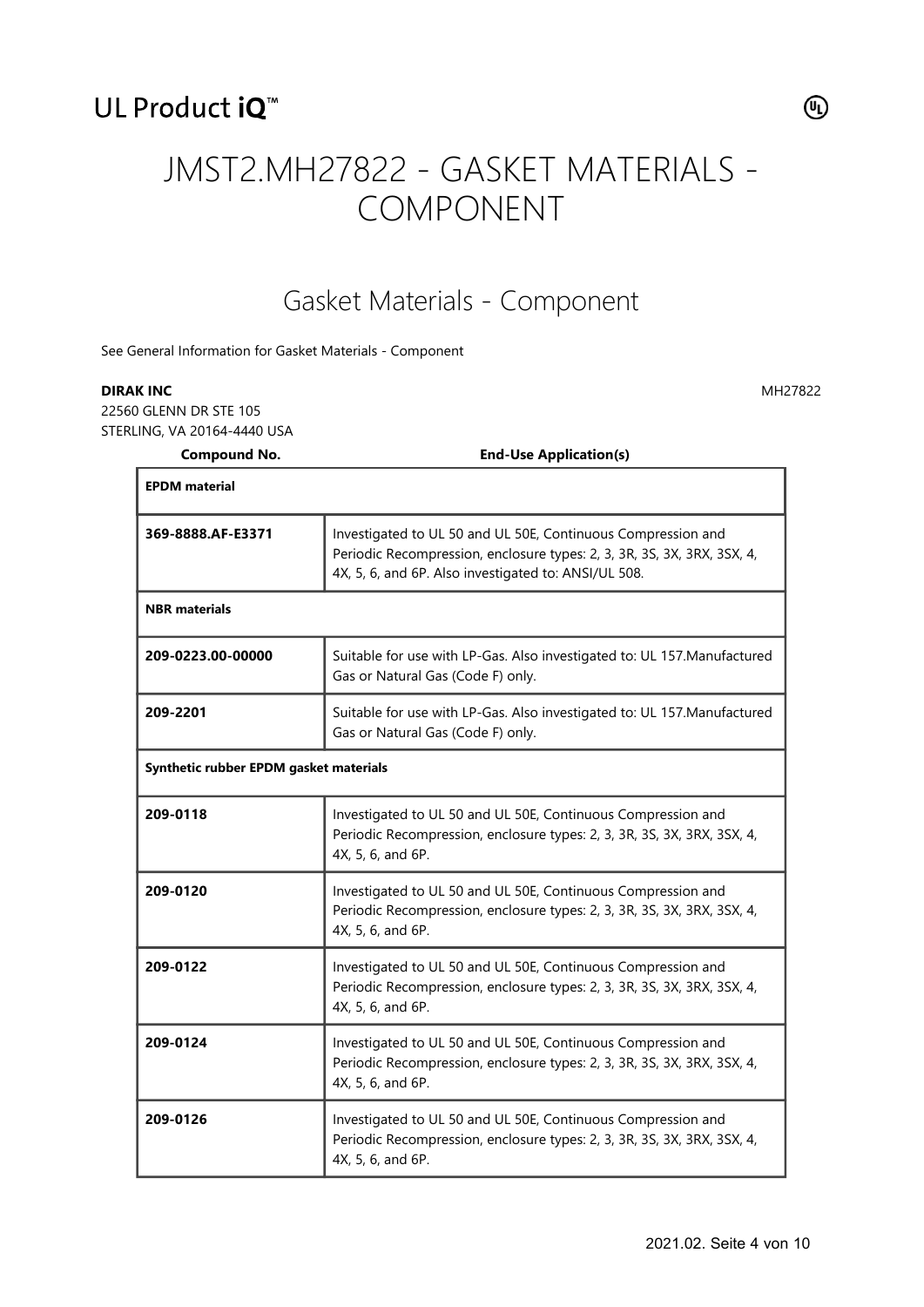UL Product iQ™

# JMST2.MH27822 - GASKET MATERIALS - COMPONENT

## Gasket Materials - Component

See General Information for Gasket Materials - Component

**DIRAK INC** MH27822

22560 GLENN DR STE 105
STERLING, VA 20164-4440 USA

| Compound No. | End-Use Application(s) |
|---|---|
| **EPDM material** | |
| **369-8888.AF-E3371** | Investigated to UL 50 and UL 50E, Continuous Compression and Periodic Recompression, enclosure types: 2, 3, 3R, 3S, 3X, 3RX, 3SX, 4, 4X, 5, 6, and 6P. Also investigated to: ANSI/UL 508. |
| **NBR materials** | |
| **209-0223.00-00000** | Suitable for use with LP-Gas. Also investigated to: UL 157.Manufactured Gas or Natural Gas (Code F) only. |
| **209-2201** | Suitable for use with LP-Gas. Also investigated to: UL 157.Manufactured Gas or Natural Gas (Code F) only. |
| **Synthetic rubber EPDM gasket materials** | |
| **209-0118** | Investigated to UL 50 and UL 50E, Continuous Compression and Periodic Recompression, enclosure types: 2, 3, 3R, 3S, 3X, 3RX, 3SX, 4, 4X, 5, 6, and 6P. |
| **209-0120** | Investigated to UL 50 and UL 50E, Continuous Compression and Periodic Recompression, enclosure types: 2, 3, 3R, 3S, 3X, 3RX, 3SX, 4, 4X, 5, 6, and 6P. |
| **209-0122** | Investigated to UL 50 and UL 50E, Continuous Compression and Periodic Recompression, enclosure types: 2, 3, 3R, 3S, 3X, 3RX, 3SX, 4, 4X, 5, 6, and 6P. |
| **209-0124** | Investigated to UL 50 and UL 50E, Continuous Compression and Periodic Recompression, enclosure types: 2, 3, 3R, 3S, 3X, 3RX, 3SX, 4, 4X, 5, 6, and 6P. |
| **209-0126** | Investigated to UL 50 and UL 50E, Continuous Compression and Periodic Recompression, enclosure types: 2, 3, 3R, 3S, 3X, 3RX, 3SX, 4, 4X, 5, 6, and 6P. |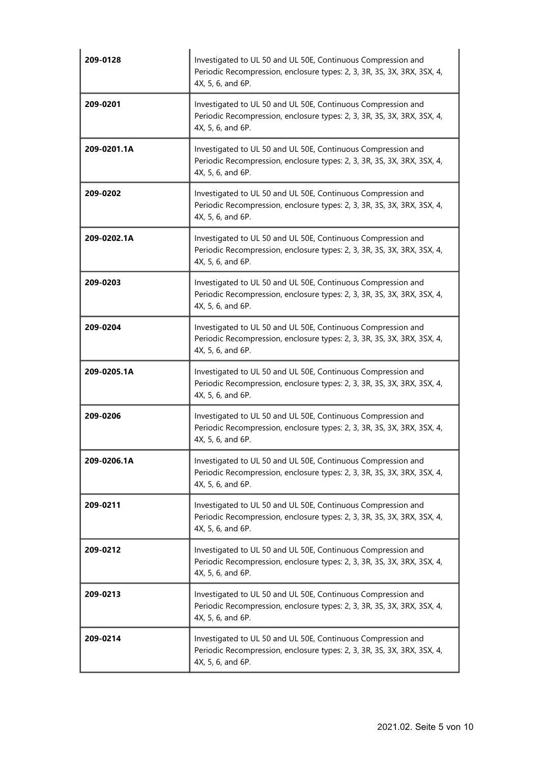| | |
|---|---|
| **209-0128** | Investigated to UL 50 and UL 50E, Continuous Compression and Periodic Recompression, enclosure types: 2, 3, 3R, 3S, 3X, 3RX, 3SX, 4, 4X, 5, 6, and 6P. |
| **209-0201** | Investigated to UL 50 and UL 50E, Continuous Compression and Periodic Recompression, enclosure types: 2, 3, 3R, 3S, 3X, 3RX, 3SX, 4, 4X, 5, 6, and 6P. |
| **209-0201.1A** | Investigated to UL 50 and UL 50E, Continuous Compression and Periodic Recompression, enclosure types: 2, 3, 3R, 3S, 3X, 3RX, 3SX, 4, 4X, 5, 6, and 6P. |
| **209-0202** | Investigated to UL 50 and UL 50E, Continuous Compression and Periodic Recompression, enclosure types: 2, 3, 3R, 3S, 3X, 3RX, 3SX, 4, 4X, 5, 6, and 6P. |
| **209-0202.1A** | Investigated to UL 50 and UL 50E, Continuous Compression and Periodic Recompression, enclosure types: 2, 3, 3R, 3S, 3X, 3RX, 3SX, 4, 4X, 5, 6, and 6P. |
| **209-0203** | Investigated to UL 50 and UL 50E, Continuous Compression and Periodic Recompression, enclosure types: 2, 3, 3R, 3S, 3X, 3RX, 3SX, 4, 4X, 5, 6, and 6P. |
| **209-0204** | Investigated to UL 50 and UL 50E, Continuous Compression and Periodic Recompression, enclosure types: 2, 3, 3R, 3S, 3X, 3RX, 3SX, 4, 4X, 5, 6, and 6P. |
| **209-0205.1A** | Investigated to UL 50 and UL 50E, Continuous Compression and Periodic Recompression, enclosure types: 2, 3, 3R, 3S, 3X, 3RX, 3SX, 4, 4X, 5, 6, and 6P. |
| **209-0206** | Investigated to UL 50 and UL 50E, Continuous Compression and Periodic Recompression, enclosure types: 2, 3, 3R, 3S, 3X, 3RX, 3SX, 4, 4X, 5, 6, and 6P. |
| **209-0206.1A** | Investigated to UL 50 and UL 50E, Continuous Compression and Periodic Recompression, enclosure types: 2, 3, 3R, 3S, 3X, 3RX, 3SX, 4, 4X, 5, 6, and 6P. |
| **209-0211** | Investigated to UL 50 and UL 50E, Continuous Compression and Periodic Recompression, enclosure types: 2, 3, 3R, 3S, 3X, 3RX, 3SX, 4, 4X, 5, 6, and 6P. |
| **209-0212** | Investigated to UL 50 and UL 50E, Continuous Compression and Periodic Recompression, enclosure types: 2, 3, 3R, 3S, 3X, 3RX, 3SX, 4, 4X, 5, 6, and 6P. |
| **209-0213** | Investigated to UL 50 and UL 50E, Continuous Compression and Periodic Recompression, enclosure types: 2, 3, 3R, 3S, 3X, 3RX, 3SX, 4, 4X, 5, 6, and 6P. |
| **209-0214** | Investigated to UL 50 and UL 50E, Continuous Compression and Periodic Recompression, enclosure types: 2, 3, 3R, 3S, 3X, 3RX, 3SX, 4, 4X, 5, 6, and 6P. |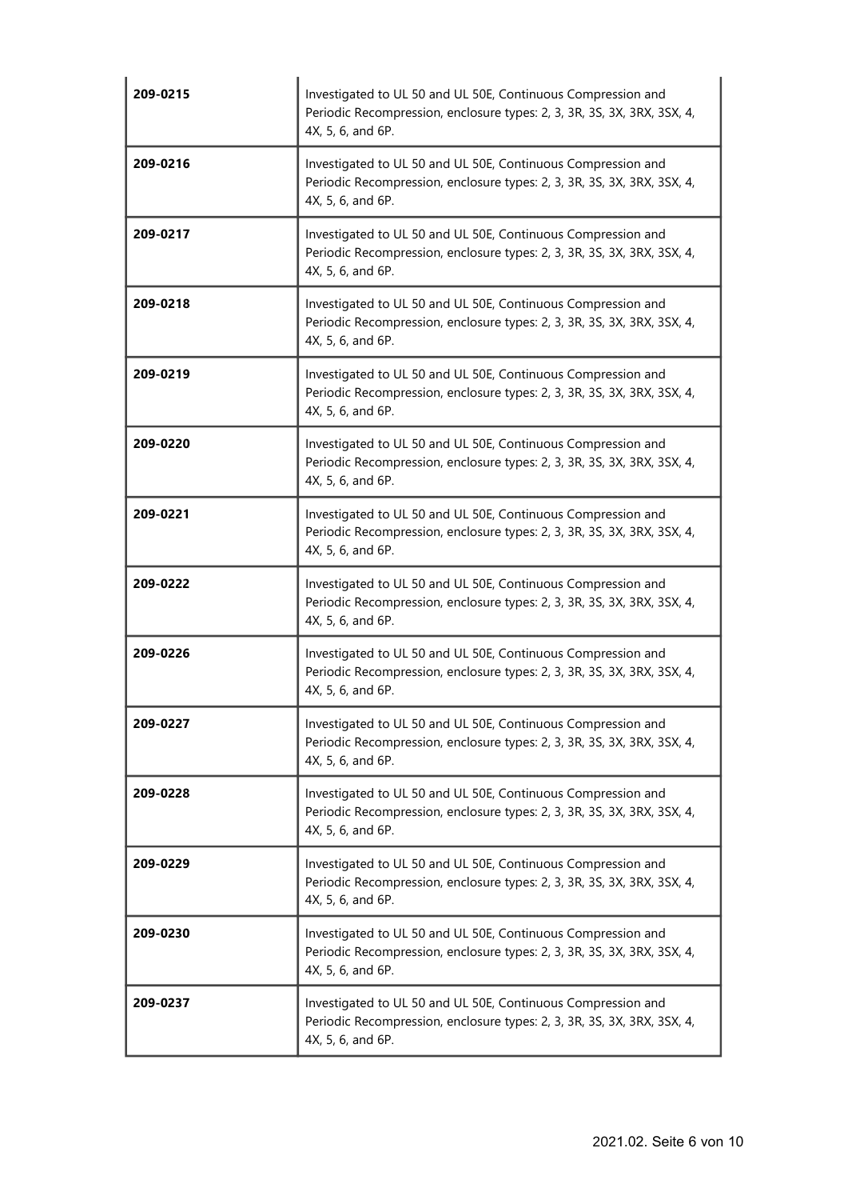| | |
|---|---|
| **209-0215** | Investigated to UL 50 and UL 50E, Continuous Compression and Periodic Recompression, enclosure types: 2, 3, 3R, 3S, 3X, 3RX, 3SX, 4, 4X, 5, 6, and 6P. |
| **209-0216** | Investigated to UL 50 and UL 50E, Continuous Compression and Periodic Recompression, enclosure types: 2, 3, 3R, 3S, 3X, 3RX, 3SX, 4, 4X, 5, 6, and 6P. |
| **209-0217** | Investigated to UL 50 and UL 50E, Continuous Compression and Periodic Recompression, enclosure types: 2, 3, 3R, 3S, 3X, 3RX, 3SX, 4, 4X, 5, 6, and 6P. |
| **209-0218** | Investigated to UL 50 and UL 50E, Continuous Compression and Periodic Recompression, enclosure types: 2, 3, 3R, 3S, 3X, 3RX, 3SX, 4, 4X, 5, 6, and 6P. |
| **209-0219** | Investigated to UL 50 and UL 50E, Continuous Compression and Periodic Recompression, enclosure types: 2, 3, 3R, 3S, 3X, 3RX, 3SX, 4, 4X, 5, 6, and 6P. |
| **209-0220** | Investigated to UL 50 and UL 50E, Continuous Compression and Periodic Recompression, enclosure types: 2, 3, 3R, 3S, 3X, 3RX, 3SX, 4, 4X, 5, 6, and 6P. |
| **209-0221** | Investigated to UL 50 and UL 50E, Continuous Compression and Periodic Recompression, enclosure types: 2, 3, 3R, 3S, 3X, 3RX, 3SX, 4, 4X, 5, 6, and 6P. |
| **209-0222** | Investigated to UL 50 and UL 50E, Continuous Compression and Periodic Recompression, enclosure types: 2, 3, 3R, 3S, 3X, 3RX, 3SX, 4, 4X, 5, 6, and 6P. |
| **209-0226** | Investigated to UL 50 and UL 50E, Continuous Compression and Periodic Recompression, enclosure types: 2, 3, 3R, 3S, 3X, 3RX, 3SX, 4, 4X, 5, 6, and 6P. |
| **209-0227** | Investigated to UL 50 and UL 50E, Continuous Compression and Periodic Recompression, enclosure types: 2, 3, 3R, 3S, 3X, 3RX, 3SX, 4, 4X, 5, 6, and 6P. |
| **209-0228** | Investigated to UL 50 and UL 50E, Continuous Compression and Periodic Recompression, enclosure types: 2, 3, 3R, 3S, 3X, 3RX, 3SX, 4, 4X, 5, 6, and 6P. |
| **209-0229** | Investigated to UL 50 and UL 50E, Continuous Compression and Periodic Recompression, enclosure types: 2, 3, 3R, 3S, 3X, 3RX, 3SX, 4, 4X, 5, 6, and 6P. |
| **209-0230** | Investigated to UL 50 and UL 50E, Continuous Compression and Periodic Recompression, enclosure types: 2, 3, 3R, 3S, 3X, 3RX, 3SX, 4, 4X, 5, 6, and 6P. |
| **209-0237** | Investigated to UL 50 and UL 50E, Continuous Compression and Periodic Recompression, enclosure types: 2, 3, 3R, 3S, 3X, 3RX, 3SX, 4, 4X, 5, 6, and 6P. |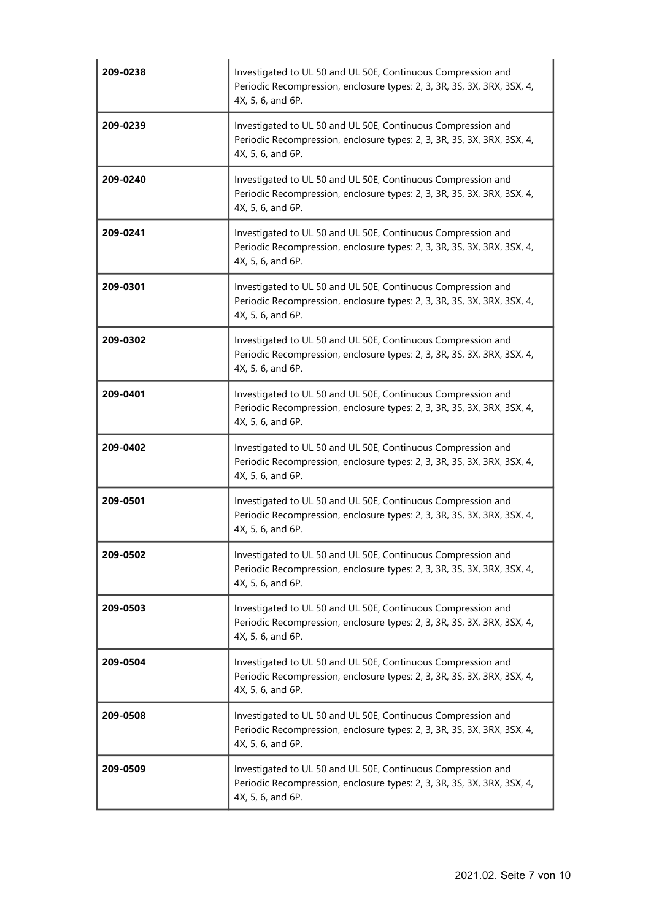| | |
|---|---|
| **209-0238** | Investigated to UL 50 and UL 50E, Continuous Compression and Periodic Recompression, enclosure types: 2, 3, 3R, 3S, 3X, 3RX, 3SX, 4, 4X, 5, 6, and 6P. |
| **209-0239** | Investigated to UL 50 and UL 50E, Continuous Compression and Periodic Recompression, enclosure types: 2, 3, 3R, 3S, 3X, 3RX, 3SX, 4, 4X, 5, 6, and 6P. |
| **209-0240** | Investigated to UL 50 and UL 50E, Continuous Compression and Periodic Recompression, enclosure types: 2, 3, 3R, 3S, 3X, 3RX, 3SX, 4, 4X, 5, 6, and 6P. |
| **209-0241** | Investigated to UL 50 and UL 50E, Continuous Compression and Periodic Recompression, enclosure types: 2, 3, 3R, 3S, 3X, 3RX, 3SX, 4, 4X, 5, 6, and 6P. |
| **209-0301** | Investigated to UL 50 and UL 50E, Continuous Compression and Periodic Recompression, enclosure types: 2, 3, 3R, 3S, 3X, 3RX, 3SX, 4, 4X, 5, 6, and 6P. |
| **209-0302** | Investigated to UL 50 and UL 50E, Continuous Compression and Periodic Recompression, enclosure types: 2, 3, 3R, 3S, 3X, 3RX, 3SX, 4, 4X, 5, 6, and 6P. |
| **209-0401** | Investigated to UL 50 and UL 50E, Continuous Compression and Periodic Recompression, enclosure types: 2, 3, 3R, 3S, 3X, 3RX, 3SX, 4, 4X, 5, 6, and 6P. |
| **209-0402** | Investigated to UL 50 and UL 50E, Continuous Compression and Periodic Recompression, enclosure types: 2, 3, 3R, 3S, 3X, 3RX, 3SX, 4, 4X, 5, 6, and 6P. |
| **209-0501** | Investigated to UL 50 and UL 50E, Continuous Compression and Periodic Recompression, enclosure types: 2, 3, 3R, 3S, 3X, 3RX, 3SX, 4, 4X, 5, 6, and 6P. |
| **209-0502** | Investigated to UL 50 and UL 50E, Continuous Compression and Periodic Recompression, enclosure types: 2, 3, 3R, 3S, 3X, 3RX, 3SX, 4, 4X, 5, 6, and 6P. |
| **209-0503** | Investigated to UL 50 and UL 50E, Continuous Compression and Periodic Recompression, enclosure types: 2, 3, 3R, 3S, 3X, 3RX, 3SX, 4, 4X, 5, 6, and 6P. |
| **209-0504** | Investigated to UL 50 and UL 50E, Continuous Compression and Periodic Recompression, enclosure types: 2, 3, 3R, 3S, 3X, 3RX, 3SX, 4, 4X, 5, 6, and 6P. |
| **209-0508** | Investigated to UL 50 and UL 50E, Continuous Compression and Periodic Recompression, enclosure types: 2, 3, 3R, 3S, 3X, 3RX, 3SX, 4, 4X, 5, 6, and 6P. |
| **209-0509** | Investigated to UL 50 and UL 50E, Continuous Compression and Periodic Recompression, enclosure types: 2, 3, 3R, 3S, 3X, 3RX, 3SX, 4, 4X, 5, 6, and 6P. |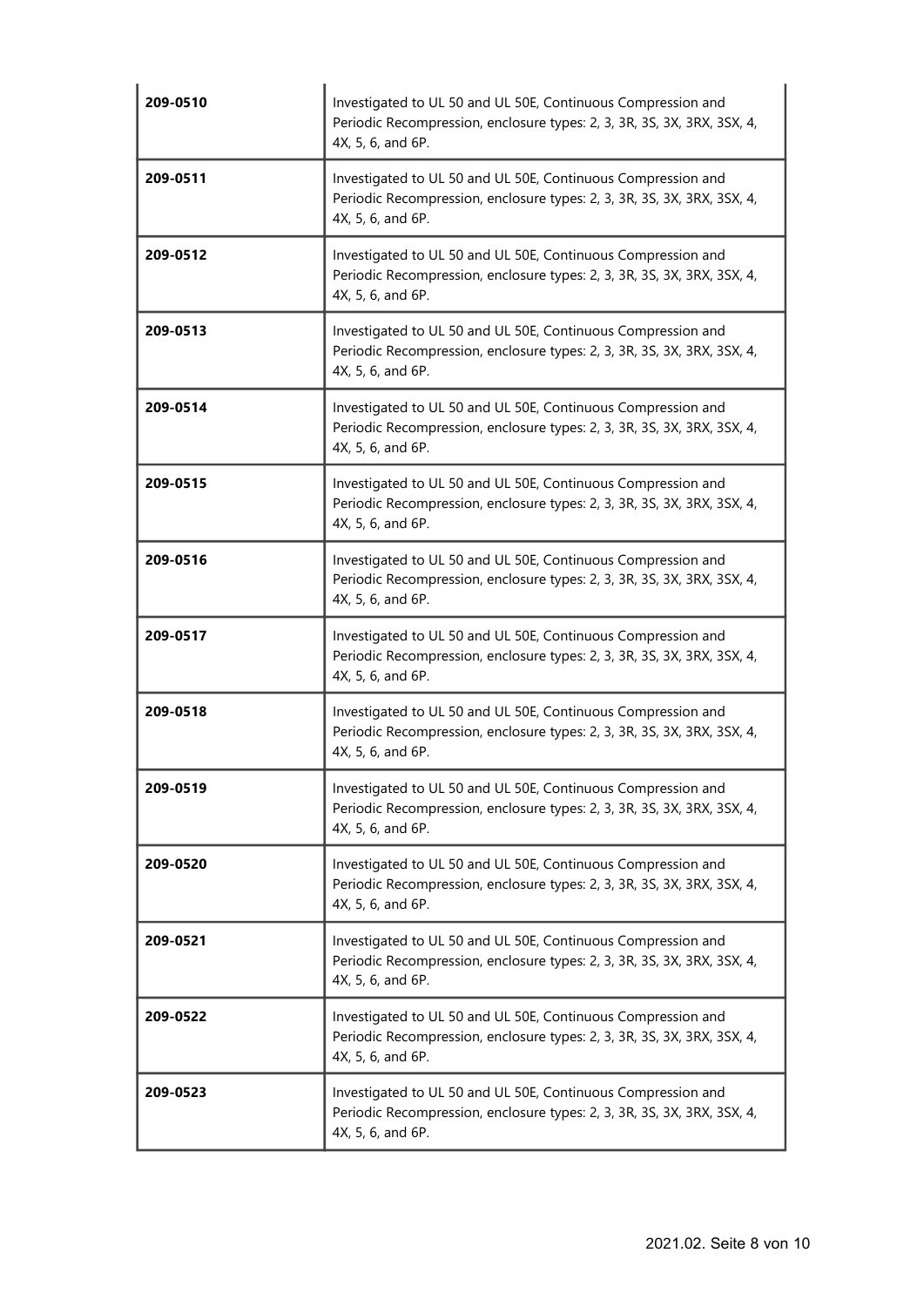| | |
|---|---|
| **209-0510** | Investigated to UL 50 and UL 50E, Continuous Compression and Periodic Recompression, enclosure types: 2, 3, 3R, 3S, 3X, 3RX, 3SX, 4, 4X, 5, 6, and 6P. |
| **209-0511** | Investigated to UL 50 and UL 50E, Continuous Compression and Periodic Recompression, enclosure types: 2, 3, 3R, 3S, 3X, 3RX, 3SX, 4, 4X, 5, 6, and 6P. |
| **209-0512** | Investigated to UL 50 and UL 50E, Continuous Compression and Periodic Recompression, enclosure types: 2, 3, 3R, 3S, 3X, 3RX, 3SX, 4, 4X, 5, 6, and 6P. |
| **209-0513** | Investigated to UL 50 and UL 50E, Continuous Compression and Periodic Recompression, enclosure types: 2, 3, 3R, 3S, 3X, 3RX, 3SX, 4, 4X, 5, 6, and 6P. |
| **209-0514** | Investigated to UL 50 and UL 50E, Continuous Compression and Periodic Recompression, enclosure types: 2, 3, 3R, 3S, 3X, 3RX, 3SX, 4, 4X, 5, 6, and 6P. |
| **209-0515** | Investigated to UL 50 and UL 50E, Continuous Compression and Periodic Recompression, enclosure types: 2, 3, 3R, 3S, 3X, 3RX, 3SX, 4, 4X, 5, 6, and 6P. |
| **209-0516** | Investigated to UL 50 and UL 50E, Continuous Compression and Periodic Recompression, enclosure types: 2, 3, 3R, 3S, 3X, 3RX, 3SX, 4, 4X, 5, 6, and 6P. |
| **209-0517** | Investigated to UL 50 and UL 50E, Continuous Compression and Periodic Recompression, enclosure types: 2, 3, 3R, 3S, 3X, 3RX, 3SX, 4, 4X, 5, 6, and 6P. |
| **209-0518** | Investigated to UL 50 and UL 50E, Continuous Compression and Periodic Recompression, enclosure types: 2, 3, 3R, 3S, 3X, 3RX, 3SX, 4, 4X, 5, 6, and 6P. |
| **209-0519** | Investigated to UL 50 and UL 50E, Continuous Compression and Periodic Recompression, enclosure types: 2, 3, 3R, 3S, 3X, 3RX, 3SX, 4, 4X, 5, 6, and 6P. |
| **209-0520** | Investigated to UL 50 and UL 50E, Continuous Compression and Periodic Recompression, enclosure types: 2, 3, 3R, 3S, 3X, 3RX, 3SX, 4, 4X, 5, 6, and 6P. |
| **209-0521** | Investigated to UL 50 and UL 50E, Continuous Compression and Periodic Recompression, enclosure types: 2, 3, 3R, 3S, 3X, 3RX, 3SX, 4, 4X, 5, 6, and 6P. |
| **209-0522** | Investigated to UL 50 and UL 50E, Continuous Compression and Periodic Recompression, enclosure types: 2, 3, 3R, 3S, 3X, 3RX, 3SX, 4, 4X, 5, 6, and 6P. |
| **209-0523** | Investigated to UL 50 and UL 50E, Continuous Compression and Periodic Recompression, enclosure types: 2, 3, 3R, 3S, 3X, 3RX, 3SX, 4, 4X, 5, 6, and 6P. |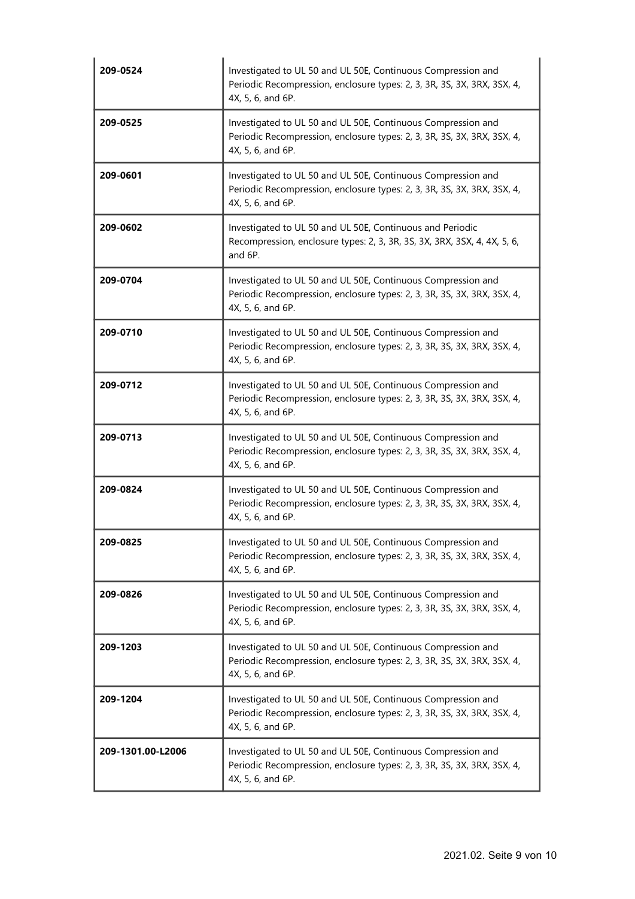| | |
|---|---|
| **209-0524** | Investigated to UL 50 and UL 50E, Continuous Compression and Periodic Recompression, enclosure types: 2, 3, 3R, 3S, 3X, 3RX, 3SX, 4, 4X, 5, 6, and 6P. |
| **209-0525** | Investigated to UL 50 and UL 50E, Continuous Compression and Periodic Recompression, enclosure types: 2, 3, 3R, 3S, 3X, 3RX, 3SX, 4, 4X, 5, 6, and 6P. |
| **209-0601** | Investigated to UL 50 and UL 50E, Continuous Compression and Periodic Recompression, enclosure types: 2, 3, 3R, 3S, 3X, 3RX, 3SX, 4, 4X, 5, 6, and 6P. |
| **209-0602** | Investigated to UL 50 and UL 50E, Continuous and Periodic Recompression, enclosure types: 2, 3, 3R, 3S, 3X, 3RX, 3SX, 4, 4X, 5, 6, and 6P. |
| **209-0704** | Investigated to UL 50 and UL 50E, Continuous Compression and Periodic Recompression, enclosure types: 2, 3, 3R, 3S, 3X, 3RX, 3SX, 4, 4X, 5, 6, and 6P. |
| **209-0710** | Investigated to UL 50 and UL 50E, Continuous Compression and Periodic Recompression, enclosure types: 2, 3, 3R, 3S, 3X, 3RX, 3SX, 4, 4X, 5, 6, and 6P. |
| **209-0712** | Investigated to UL 50 and UL 50E, Continuous Compression and Periodic Recompression, enclosure types: 2, 3, 3R, 3S, 3X, 3RX, 3SX, 4, 4X, 5, 6, and 6P. |
| **209-0713** | Investigated to UL 50 and UL 50E, Continuous Compression and Periodic Recompression, enclosure types: 2, 3, 3R, 3S, 3X, 3RX, 3SX, 4, 4X, 5, 6, and 6P. |
| **209-0824** | Investigated to UL 50 and UL 50E, Continuous Compression and Periodic Recompression, enclosure types: 2, 3, 3R, 3S, 3X, 3RX, 3SX, 4, 4X, 5, 6, and 6P. |
| **209-0825** | Investigated to UL 50 and UL 50E, Continuous Compression and Periodic Recompression, enclosure types: 2, 3, 3R, 3S, 3X, 3RX, 3SX, 4, 4X, 5, 6, and 6P. |
| **209-0826** | Investigated to UL 50 and UL 50E, Continuous Compression and Periodic Recompression, enclosure types: 2, 3, 3R, 3S, 3X, 3RX, 3SX, 4, 4X, 5, 6, and 6P. |
| **209-1203** | Investigated to UL 50 and UL 50E, Continuous Compression and Periodic Recompression, enclosure types: 2, 3, 3R, 3S, 3X, 3RX, 3SX, 4, 4X, 5, 6, and 6P. |
| **209-1204** | Investigated to UL 50 and UL 50E, Continuous Compression and Periodic Recompression, enclosure types: 2, 3, 3R, 3S, 3X, 3RX, 3SX, 4, 4X, 5, 6, and 6P. |
| **209-1301.00-L2006** | Investigated to UL 50 and UL 50E, Continuous Compression and Periodic Recompression, enclosure types: 2, 3, 3R, 3S, 3X, 3RX, 3SX, 4, 4X, 5, 6, and 6P. |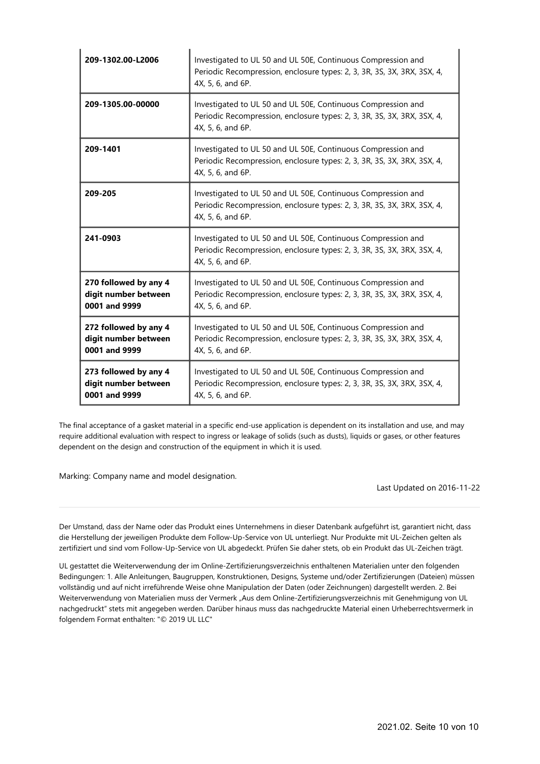| | |
|---|---|
| **209-1302.00-L2006** | Investigated to UL 50 and UL 50E, Continuous Compression and Periodic Recompression, enclosure types: 2, 3, 3R, 3S, 3X, 3RX, 3SX, 4, 4X, 5, 6, and 6P. |
| **209-1305.00-00000** | Investigated to UL 50 and UL 50E, Continuous Compression and Periodic Recompression, enclosure types: 2, 3, 3R, 3S, 3X, 3RX, 3SX, 4, 4X, 5, 6, and 6P. |
| **209-1401** | Investigated to UL 50 and UL 50E, Continuous Compression and Periodic Recompression, enclosure types: 2, 3, 3R, 3S, 3X, 3RX, 3SX, 4, 4X, 5, 6, and 6P. |
| **209-205** | Investigated to UL 50 and UL 50E, Continuous Compression and Periodic Recompression, enclosure types: 2, 3, 3R, 3S, 3X, 3RX, 3SX, 4, 4X, 5, 6, and 6P. |
| **241-0903** | Investigated to UL 50 and UL 50E, Continuous Compression and Periodic Recompression, enclosure types: 2, 3, 3R, 3S, 3X, 3RX, 3SX, 4, 4X, 5, 6, and 6P. |
| **270 followed by any 4 digit number between 0001 and 9999** | Investigated to UL 50 and UL 50E, Continuous Compression and Periodic Recompression, enclosure types: 2, 3, 3R, 3S, 3X, 3RX, 3SX, 4, 4X, 5, 6, and 6P. |
| **272 followed by any 4 digit number between 0001 and 9999** | Investigated to UL 50 and UL 50E, Continuous Compression and Periodic Recompression, enclosure types: 2, 3, 3R, 3S, 3X, 3RX, 3SX, 4, 4X, 5, 6, and 6P. |
| **273 followed by any 4 digit number between 0001 and 9999** | Investigated to UL 50 and UL 50E, Continuous Compression and Periodic Recompression, enclosure types: 2, 3, 3R, 3S, 3X, 3RX, 3SX, 4, 4X, 5, 6, and 6P. |

The final acceptance of a gasket material in a specific end-use application is dependent on its installation and use, and may require additional evaluation with respect to ingress or leakage of solids (such as dusts), liquids or gases, or other features dependent on the design and construction of the equipment in which it is used.

Marking: Company name and model designation.

Last Updated on 2016-11-22

---

Der Umstand, dass der Name oder das Produkt eines Unternehmens in dieser Datenbank aufgeführt ist, garantiert nicht, dass die Herstellung der jeweiligen Produkte dem Follow-Up-Service von UL unterliegt. Nur Produkte mit UL-Zeichen gelten als zertifiziert und sind vom Follow-Up-Service von UL abgedeckt. Prüfen Sie daher stets, ob ein Produkt das UL-Zeichen trägt.

UL gestattet die Weiterverwendung der im Online-Zertifizierungsverzeichnis enthaltenen Materialien unter den folgenden Bedingungen: 1. Alle Anleitungen, Baugruppen, Konstruktionen, Designs, Systeme und/oder Zertifizierungen (Dateien) müssen vollständig und auf nicht irreführende Weise ohne Manipulation der Daten (oder Zeichnungen) dargestellt werden. 2. Bei Weiterverwendung von Materialien muss der Vermerk „Aus dem Online-Zertifizierungsverzeichnis mit Genehmigung von UL nachgedruckt" stets mit angegeben werden. Darüber hinaus muss das nachgedruckte Material einen Urheberrechtsvermerk in folgendem Format enthalten: "© 2019 UL LLC"